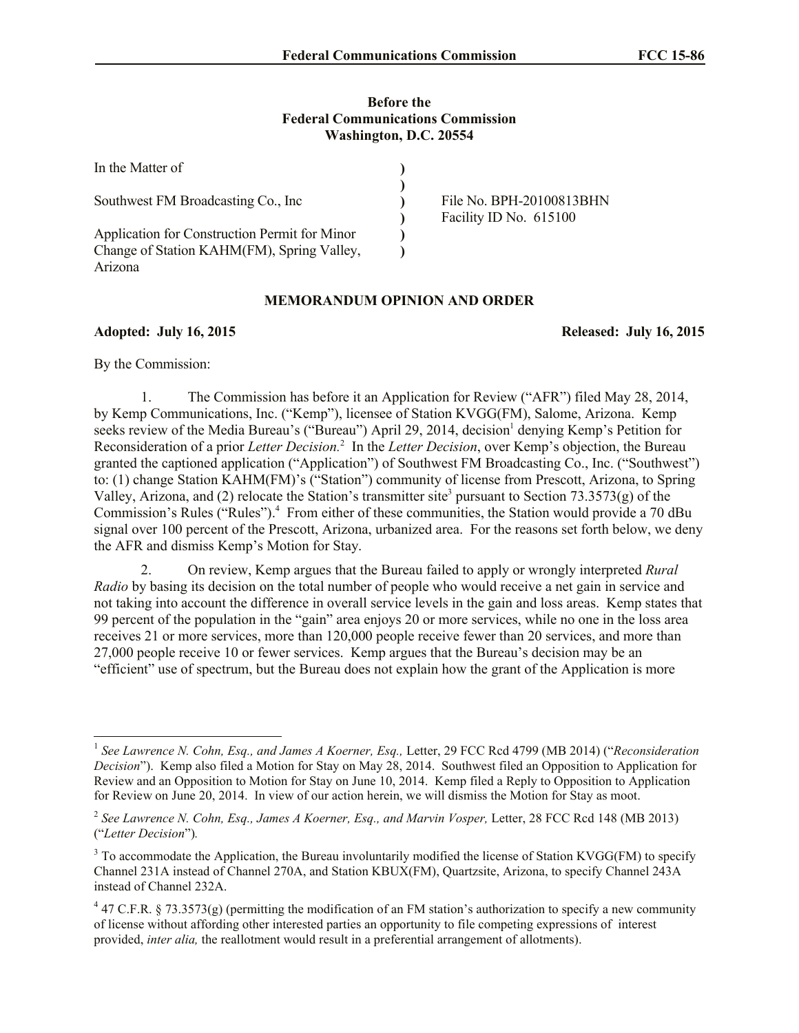**Before the**
**Federal Communications Commission**
**Washington, D.C. 20554**

| | | |
|---|---|---|
| In the Matter of | ) | |
| | ) | |
| Southwest FM Broadcasting Co., Inc | ) | File No. BPH-20100813BHN |
| | ) | Facility ID No. 615100 |
| Application for Construction Permit for Minor Change of Station KAHM(FM), Spring Valley, Arizona | ) | |
| | ) | |

## MEMORANDUM OPINION AND ORDER

**Adopted: July 16, 2015** **Released: July 16, 2015**

By the Commission:

1. The Commission has before it an Application for Review ("AFR") filed May 28, 2014, by Kemp Communications, Inc. ("Kemp"), licensee of Station KVGG(FM), Salome, Arizona. Kemp seeks review of the Media Bureau's ("Bureau") April 29, 2014, decision[1] denying Kemp's Petition for Reconsideration of a prior *Letter Decision.*[2] In the *Letter Decision*, over Kemp's objection, the Bureau granted the captioned application ("Application") of Southwest FM Broadcasting Co., Inc. ("Southwest") to: (1) change Station KAHM(FM)'s ("Station") community of license from Prescott, Arizona, to Spring Valley, Arizona, and (2) relocate the Station's transmitter site[3] pursuant to Section 73.3573(g) of the Commission's Rules ("Rules").[4] From either of these communities, the Station would provide a 70 dBu signal over 100 percent of the Prescott, Arizona, urbanized area. For the reasons set forth below, we deny the AFR and dismiss Kemp's Motion for Stay.

2. On review, Kemp argues that the Bureau failed to apply or wrongly interpreted *Rural Radio* by basing its decision on the total number of people who would receive a net gain in service and not taking into account the difference in overall service levels in the gain and loss areas. Kemp states that 99 percent of the population in the "gain" area enjoys 20 or more services, while no one in the loss area receives 21 or more services, more than 120,000 people receive fewer than 20 services, and more than 27,000 people receive 10 or fewer services. Kemp argues that the Bureau's decision may be an "efficient" use of spectrum, but the Bureau does not explain how the grant of the Application is more

---

[1] *See Lawrence N. Cohn, Esq., and James A Koerner, Esq.,* Letter, 29 FCC Rcd 4799 (MB 2014) ("*Reconsideration Decision*"). Kemp also filed a Motion for Stay on May 28, 2014. Southwest filed an Opposition to Application for Review and an Opposition to Motion for Stay on June 10, 2014. Kemp filed a Reply to Opposition to Application for Review on June 20, 2014. In view of our action herein, we will dismiss the Motion for Stay as moot.

[2] *See Lawrence N. Cohn, Esq., James A Koerner, Esq., and Marvin Vosper,* Letter, 28 FCC Rcd 148 (MB 2013) ("*Letter Decision*").

[3] To accommodate the Application, the Bureau involuntarily modified the license of Station KVGG(FM) to specify Channel 231A instead of Channel 270A, and Station KBUX(FM), Quartzsite, Arizona, to specify Channel 243A instead of Channel 232A.

[4] 47 C.F.R. § 73.3573(g) (permitting the modification of an FM station's authorization to specify a new community of license without affording other interested parties an opportunity to file competing expressions of interest provided, *inter alia,* the reallotment would result in a preferential arrangement of allotments).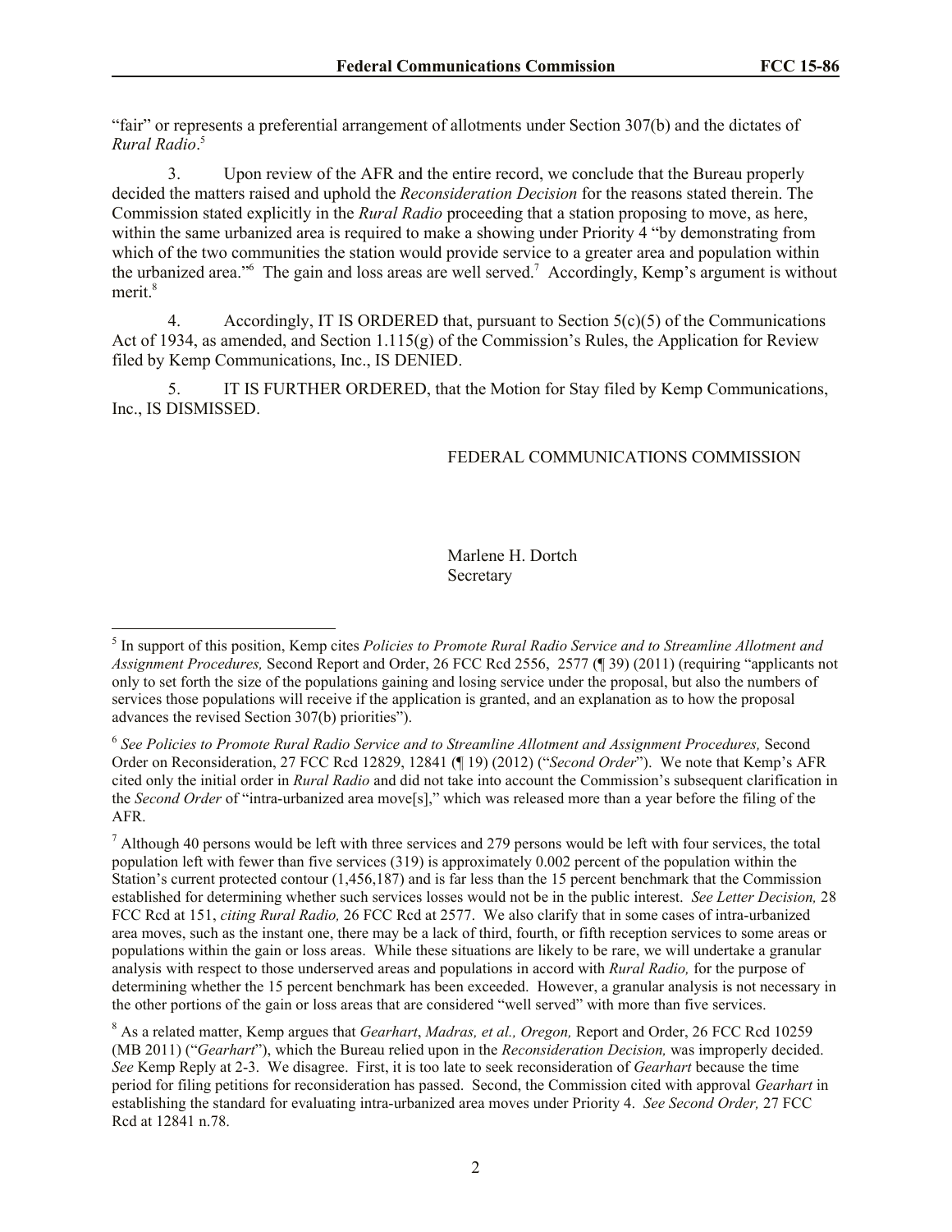"fair" or represents a preferential arrangement of allotments under Section 307(b) and the dictates of *Rural Radio*.[5]

3. Upon review of the AFR and the entire record, we conclude that the Bureau properly decided the matters raised and uphold the *Reconsideration Decision* for the reasons stated therein. The Commission stated explicitly in the *Rural Radio* proceeding that a station proposing to move, as here, within the same urbanized area is required to make a showing under Priority 4 "by demonstrating from which of the two communities the station would provide service to a greater area and population within the urbanized area."[6] The gain and loss areas are well served.[7] Accordingly, Kemp's argument is without merit.[8]

4. Accordingly, IT IS ORDERED that, pursuant to Section 5(c)(5) of the Communications Act of 1934, as amended, and Section 1.115(g) of the Commission's Rules, the Application for Review filed by Kemp Communications, Inc., IS DENIED.

5. IT IS FURTHER ORDERED, that the Motion for Stay filed by Kemp Communications, Inc., IS DISMISSED.

FEDERAL COMMUNICATIONS COMMISSION

Marlene H. Dortch
Secretary

---

[5] In support of this position, Kemp cites *Policies to Promote Rural Radio Service and to Streamline Allotment and Assignment Procedures,* Second Report and Order, 26 FCC Rcd 2556, 2577 (¶ 39) (2011) (requiring "applicants not only to set forth the size of the populations gaining and losing service under the proposal, but also the numbers of services those populations will receive if the application is granted, and an explanation as to how the proposal advances the revised Section 307(b) priorities").

[6] *See Policies to Promote Rural Radio Service and to Streamline Allotment and Assignment Procedures,* Second Order on Reconsideration, 27 FCC Rcd 12829, 12841 (¶ 19) (2012) ("*Second Order*"). We note that Kemp's AFR cited only the initial order in *Rural Radio* and did not take into account the Commission's subsequent clarification in the *Second Order* of "intra-urbanized area move[s]," which was released more than a year before the filing of the AFR.

[7] Although 40 persons would be left with three services and 279 persons would be left with four services, the total population left with fewer than five services (319) is approximately 0.002 percent of the population within the Station's current protected contour (1,456,187) and is far less than the 15 percent benchmark that the Commission established for determining whether such services losses would not be in the public interest. *See Letter Decision,* 28 FCC Rcd at 151, *citing Rural Radio,* 26 FCC Rcd at 2577. We also clarify that in some cases of intra-urbanized area moves, such as the instant one, there may be a lack of third, fourth, or fifth reception services to some areas or populations within the gain or loss areas. While these situations are likely to be rare, we will undertake a granular analysis with respect to those underserved areas and populations in accord with *Rural Radio,* for the purpose of determining whether the 15 percent benchmark has been exceeded. However, a granular analysis is not necessary in the other portions of the gain or loss areas that are considered "well served" with more than five services.

[8] As a related matter, Kemp argues that *Gearhart*, *Madras, et al., Oregon,* Report and Order, 26 FCC Rcd 10259 (MB 2011) ("*Gearhart*"), which the Bureau relied upon in the *Reconsideration Decision,* was improperly decided. *See* Kemp Reply at 2-3. We disagree. First, it is too late to seek reconsideration of *Gearhart* because the time period for filing petitions for reconsideration has passed. Second, the Commission cited with approval *Gearhart* in establishing the standard for evaluating intra-urbanized area moves under Priority 4. *See Second Order,* 27 FCC Rcd at 12841 n.78.